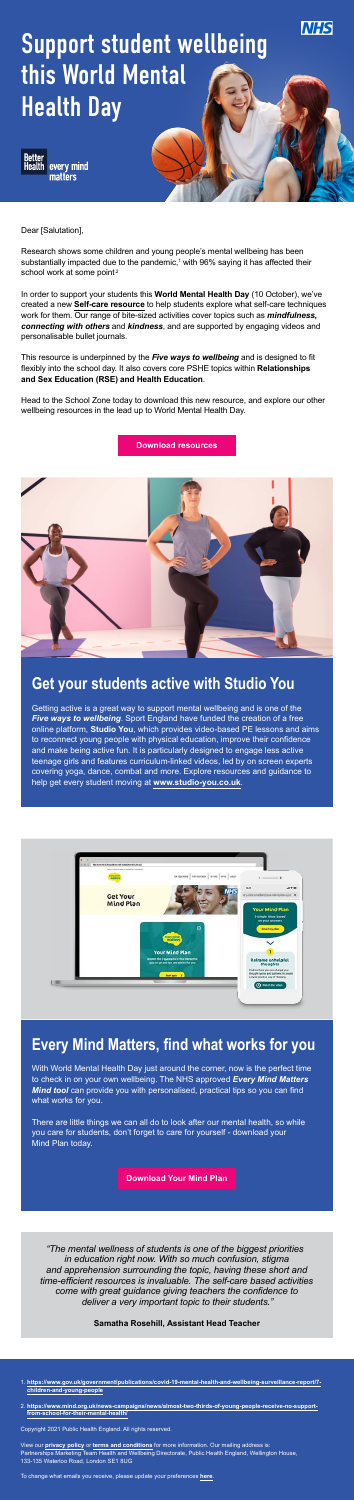# Support student wellbeing this World Mental Health Day

Better Health every mind matters

Dear [Salutation],

Research shows some children and young people's mental wellbeing has been substantially impacted due to the pandemic,[1] with 96% saying it has affected their school work at some point[2]

In order to support your students this **World Mental Health Day** (10 October), we've created a new **Self-care resource** to help students explore what self-care techniques work for them. Our range of bite-sized activities cover topics such as ***mindfulness, connecting with others*** and ***kindness***, and are supported by engaging videos and personalisable bullet journals.

This resource is underpinned by the ***Five ways to wellbeing*** and is designed to fit flexibly into the school day. It also covers core PSHE topics within **Relationships and Sex Education (RSE) and Health Education**.

Head to the School Zone today to download this new resource, and explore our other wellbeing resources in the lead up to World Mental Health Day.

**Download resources**

## Get your students active with Studio You

Getting active is a great way to support mental wellbeing and is one of the ***Five ways to wellbeing***. Sport England have funded the creation of a free online platform, **Studio You**, which provides video-based PE lessons and aims to reconnect young people with physical education, improve their confidence and make being active fun. It is particularly designed to engage less active teenage girls and features curriculum-linked videos, led by on screen experts covering yoga, dance, combat and more. Explore resources and guidance to help get every student moving at **www.studio-you.co.uk**.

## Every Mind Matters, find what works for you

With World Mental Health Day just around the corner, now is the perfect time to check in on your own wellbeing. The NHS approved ***Every Mind Matters Mind tool*** can provide you with personalised, practical tips so you can find what works for you.

There are little things we can all do to look after our mental health, so while you care for students, don't forget to care for yourself - download your Mind Plan today.

**Download Your Mind Plan**

*"The mental wellness of students is one of the biggest priorities in education right now. With so much confusion, stigma and apprehension surrounding the topic, having these short and time-efficient resources is invaluable. The self-care based activities come with great guidance giving teachers the confidence to deliver a very important topic to their students."*

**Samatha Rosehill, Assistant Head Teacher**

1. **https://www.gov.uk/government/publications/covid-19-mental-health-and-wellbeing-surveillance-report/7-children-and-young-people**
2. **https://www.mind.org.uk/news-campaigns/news/almost-two-thirds-of-young-people-receive-no-support-from-school-for-their-mental-health/**

Copyright 2021 Public Health England. All rights reserved.

View our **privacy policy** or **terms and conditions** for more information. Our mailing address is: Partnerships Marketing Team Health and Wellbeing Directorate, Public Health England, Wellington House, 133-135 Waterloo Road, London SE1 8UG

To change what emails you receive, please update your preferences **here**.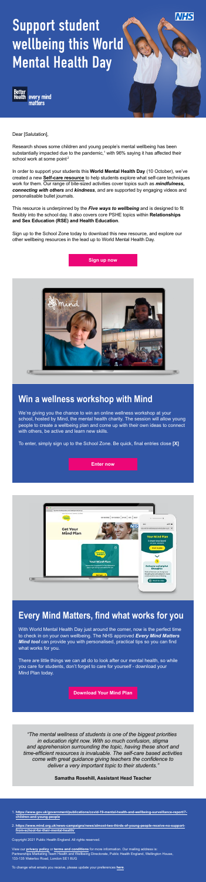# Support student wellbeing this World Mental Health Day

Better Health every mind matters

Dear [Salutation],

Research shows some children and young people's mental wellbeing has been substantially impacted due to the pandemic,[1] with 96% saying it has affected their school work at some point[2]

In order to support your students this **World Mental Health Day** (10 October), we've created a new **Self-care resource** to help students explore what self-care techniques work for them. Our range of bite-sized activities cover topics such as ***mindfulness, connecting with others*** and ***kindness***, and are supported by engaging videos and personalisable bullet journals.

This resource is underpinned by the ***Five ways to wellbeing*** and is designed to fit flexibly into the school day. It also covers core PSHE topics within **Relationships and Sex Education (RSE) and Health Education**.

Sign up to the School Zone today to download this new resource, and explore our other wellbeing resources in the lead up to World Mental Health Day.

**Sign up now**

## Win a wellness workshop with Mind

We're giving you the chance to win an online wellness workshop at your school, hosted by Mind, the mental health charity. The session will allow young people to create a wellbeing plan and come up with their own ideas to connect with others, be active and learn new skills.

To enter, simply sign up to the School Zone. Be quick, final entries close **[X]**

**Enter now**

## Every Mind Matters, find what works for you

With World Mental Health Day just around the corner, now is the perfect time to check in on your own wellbeing. The NHS approved ***Every Mind Matters Mind tool*** can provide you with personalised, practical tips so you can find what works for you.

There are little things we can all do to look after our mental health, so while you care for students, don't forget to care for yourself - download your Mind Plan today.

**Download Your Mind Plan**

*"The mental wellness of students is one of the biggest priorities in education right now. With so much confusion, stigma and apprehension surrounding the topic, having these short and time-efficient resources is invaluable. The self-care based activities come with great guidance giving teachers the confidence to deliver a very important topic to their students."*

**Samatha Rosehill, Assistant Head Teacher**

1. **https://www.gov.uk/government/publications/covid-19-mental-health-and-wellbeing-surveillance-report/7-children-and-young-people**
2. **https://www.mind.org.uk/news-campaigns/news/almost-two-thirds-of-young-people-receive-no-support-from-school-for-their-mental-health/**

Copyright 2021 Public Health England. All rights reserved.

View our **privacy policy** or **terms and conditions** for more information. Our mailing address is: Partnerships Marketing Team Health and Wellbeing Directorate, Public Health England, Wellington House, 133-135 Waterloo Road, London SE1 8UG

To change what emails you receive, please update your preferences **here**.